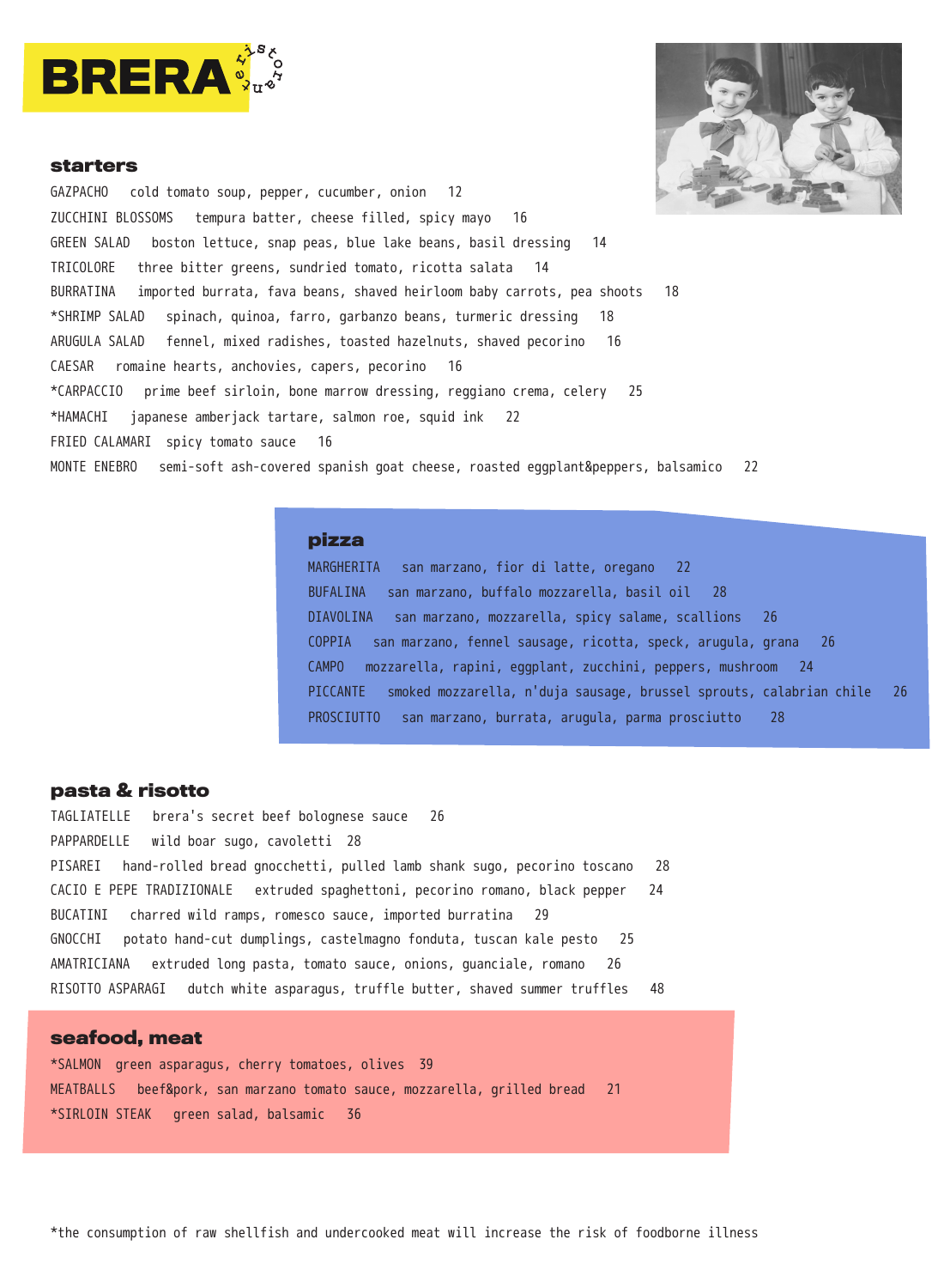# BRERA ristorante

## starters

GAZPACHO   cold tomato soup, pepper, cucumber, onion   12

ZUCCHINI BLOSSOMS   tempura batter, cheese filled, spicy mayo   16

GREEN SALAD   boston lettuce, snap peas, blue lake beans, basil dressing   14

TRICOLORE   three bitter greens, sundried tomato, ricotta salata   14

BURRATINA   imported burrata, fava beans, shaved heirloom baby carrots, pea shoots   18

*SHRIMP SALAD   spinach, quinoa, farro, garbanzo beans, turmeric dressing   18

ARUGULA SALAD   fennel, mixed radishes, toasted hazelnuts, shaved pecorino   16

CAESAR   romaine hearts, anchovies, capers, pecorino   16

*CARPACCIO   prime beef sirloin, bone marrow dressing, reggiano crema, celery   25

*HAMACHI   japanese amberjack tartare, salmon roe, squid ink   22

FRIED CALAMARI   spicy tomato sauce   16

MONTE ENEBRO   semi-soft ash-covered spanish goat cheese, roasted eggplant&peppers, balsamico   22

## pizza

MARGHERITA   san marzano, fior di latte, oregano   22

BUFALINA   san marzano, buffalo mozzarella, basil oil   28

DIAVOLINA   san marzano, mozzarella, spicy salame, scallions   26

COPPIA   san marzano, fennel sausage, ricotta, speck, arugula, grana   26

CAMPO   mozzarella, rapini, eggplant, zucchini, peppers, mushroom   24

PICCANTE   smoked mozzarella, n'duja sausage, brussel sprouts, calabrian chile   26

PROSCIUTTO   san marzano, burrata, arugula, parma prosciutto   28

## pasta & risotto

TAGLIATELLE   brera's secret beef bolognese sauce   26

PAPPARDELLE   wild boar sugo, cavoletti   28

PISAREI   hand-rolled bread gnocchetti, pulled lamb shank sugo, pecorino toscano   28

CACIO E PEPE TRADIZIONALE   extruded spaghettoni, pecorino romano, black pepper   24

BUCATINI   charred wild ramps, romesco sauce, imported burratina   29

GNOCCHI   potato hand-cut dumplings, castelmagno fonduta, tuscan kale pesto   25

AMATRICIANA   extruded long pasta, tomato sauce, onions, guanciale, romano   26

RISOTTO ASPARAGI   dutch white asparagus, truffle butter, shaved summer truffles   48

## seafood, meat

*SALMON   green asparagus, cherry tomatoes, olives   39

MEATBALLS   beef&pork, san marzano tomato sauce, mozzarella, grilled bread   21

*SIRLOIN STEAK   green salad, balsamic   36

*the consumption of raw shellfish and undercooked meat will increase the risk of foodborne illness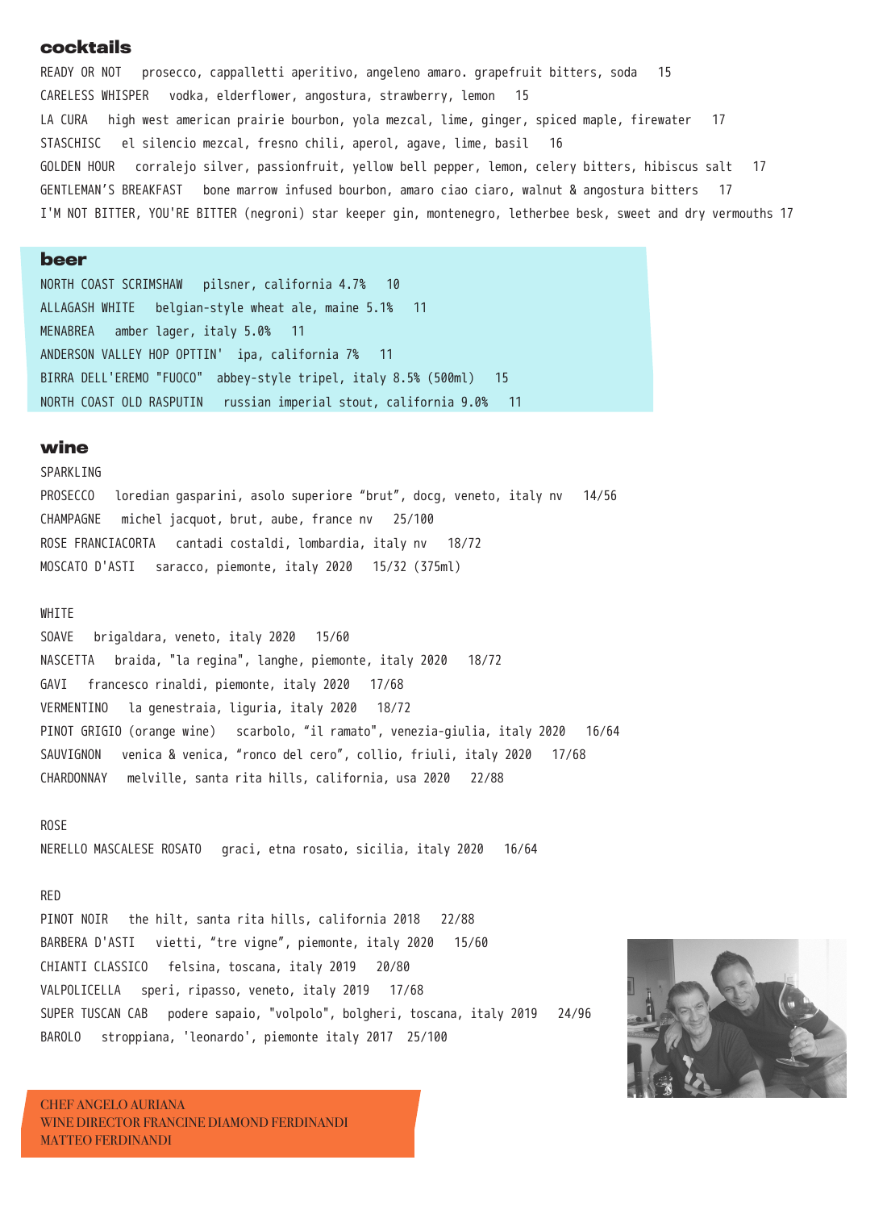## cocktails

READY OR NOT   prosecco, cappalletti aperitivo, angeleno amaro. grapefruit bitters, soda   15

CARELESS WHISPER   vodka, elderflower, angostura, strawberry, lemon   15

LA CURA   high west american prairie bourbon, yola mezcal, lime, ginger, spiced maple, firewater   17

STASCHISC   el silencio mezcal, fresno chili, aperol, agave, lime, basil   16

GOLDEN HOUR   corralejo silver, passionfruit, yellow bell pepper, lemon, celery bitters, hibiscus salt   17

GENTLEMAN'S BREAKFAST   bone marrow infused bourbon, amaro ciao ciaro, walnut & angostura bitters   17

I'M NOT BITTER, YOU'RE BITTER (negroni) star keeper gin, montenegro, letherbee besk, sweet and dry vermouths 17

## beer

NORTH COAST SCRIMSHAW   pilsner, california 4.7%   10

ALLAGASH WHITE   belgian-style wheat ale, maine 5.1%   11

MENABREA   amber lager, italy 5.0%   11

ANDERSON VALLEY HOP OPTTIN'   ipa, california 7%   11

BIRRA DELL'EREMO "FUOCO"   abbey-style tripel, italy 8.5% (500ml)   15

NORTH COAST OLD RASPUTIN   russian imperial stout, california 9.0%   11

## wine

SPARKLING

PROSECCO   loredian gasparini, asolo superiore "brut", docg, veneto, italy nv   14/56

CHAMPAGNE   michel jacquot, brut, aube, france nv   25/100

ROSE FRANCIACORTA   cantadi costaldi, lombardia, italy nv   18/72

MOSCATO D'ASTI   saracco, piemonte, italy 2020   15/32 (375ml)

WHITE

SOAVE   brigaldara, veneto, italy 2020   15/60

NASCETTA   braida, "la regina", langhe, piemonte, italy 2020   18/72

GAVI   francesco rinaldi, piemonte, italy 2020   17/68

VERMENTINO   la genestraia, liguria, italy 2020   18/72

PINOT GRIGIO (orange wine)   scarbolo, "il ramato", venezia-giulia, italy 2020   16/64

SAUVIGNON   venica & venica, "ronco del cero", collio, friuli, italy 2020   17/68

CHARDONNAY   melville, santa rita hills, california, usa 2020   22/88

ROSE

NERELLO MASCALESE ROSATO   graci, etna rosato, sicilia, italy 2020   16/64

RED

PINOT NOIR   the hilt, santa rita hills, california 2018   22/88

BARBERA D'ASTI   vietti, "tre vigne", piemonte, italy 2020   15/60

CHIANTI CLASSICO   felsina, toscana, italy 2019   20/80

VALPOLICELLA   speri, ripasso, veneto, italy 2019   17/68

SUPER TUSCAN CAB   podere sapaio, "volpolo", bolgheri, toscana, italy 2019   24/96

BAROLO   stroppiana, 'leonardo', piemonte italy 2017   25/100

CHEF ANGELO AURIANA
WINE DIRECTOR FRANCINE DIAMOND FERDINANDI
MATTEO FERDINANDI